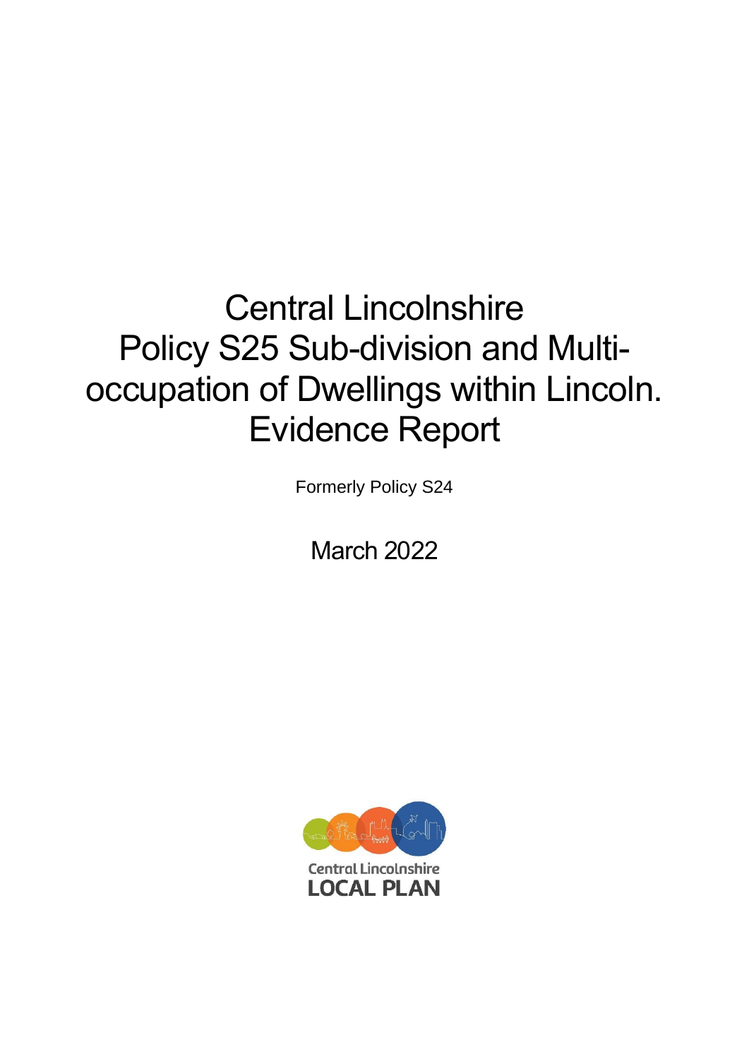# Central Lincolnshire Policy S25 Sub-division and Multi-occupation of Dwellings within Lincoln. Evidence Report

Formerly Policy S24

March 2022

Central Lincolnshire
LOCAL PLAN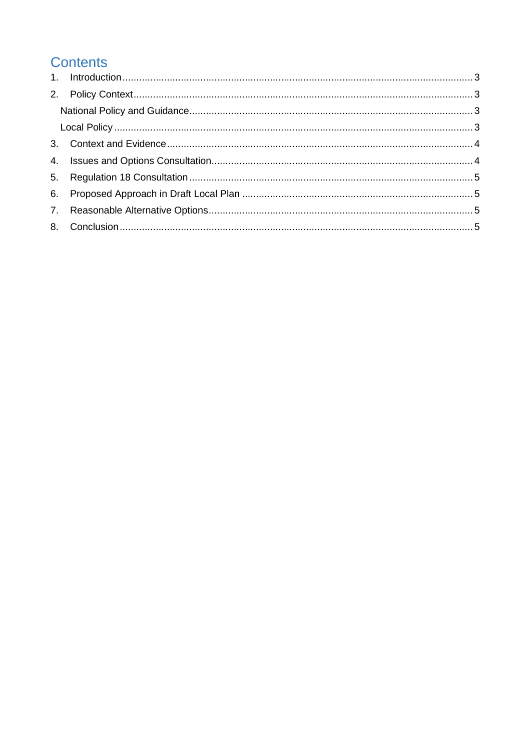# Contents

1. Introduction ........................................................................................................ 3
2. Policy Context ..................................................................................................... 3
   - National Policy and Guidance ............................................................................ 3
   - Local Policy ...................................................................................................... 3
3. Context and Evidence ........................................................................................... 4
4. Issues and Options Consultation ........................................................................... 4
5. Regulation 18 Consultation .................................................................................... 5
6. Proposed Approach in Draft Local Plan .................................................................. 5
7. Reasonable Alternative Options ............................................................................. 5
8. Conclusion ........................................................................................................... 5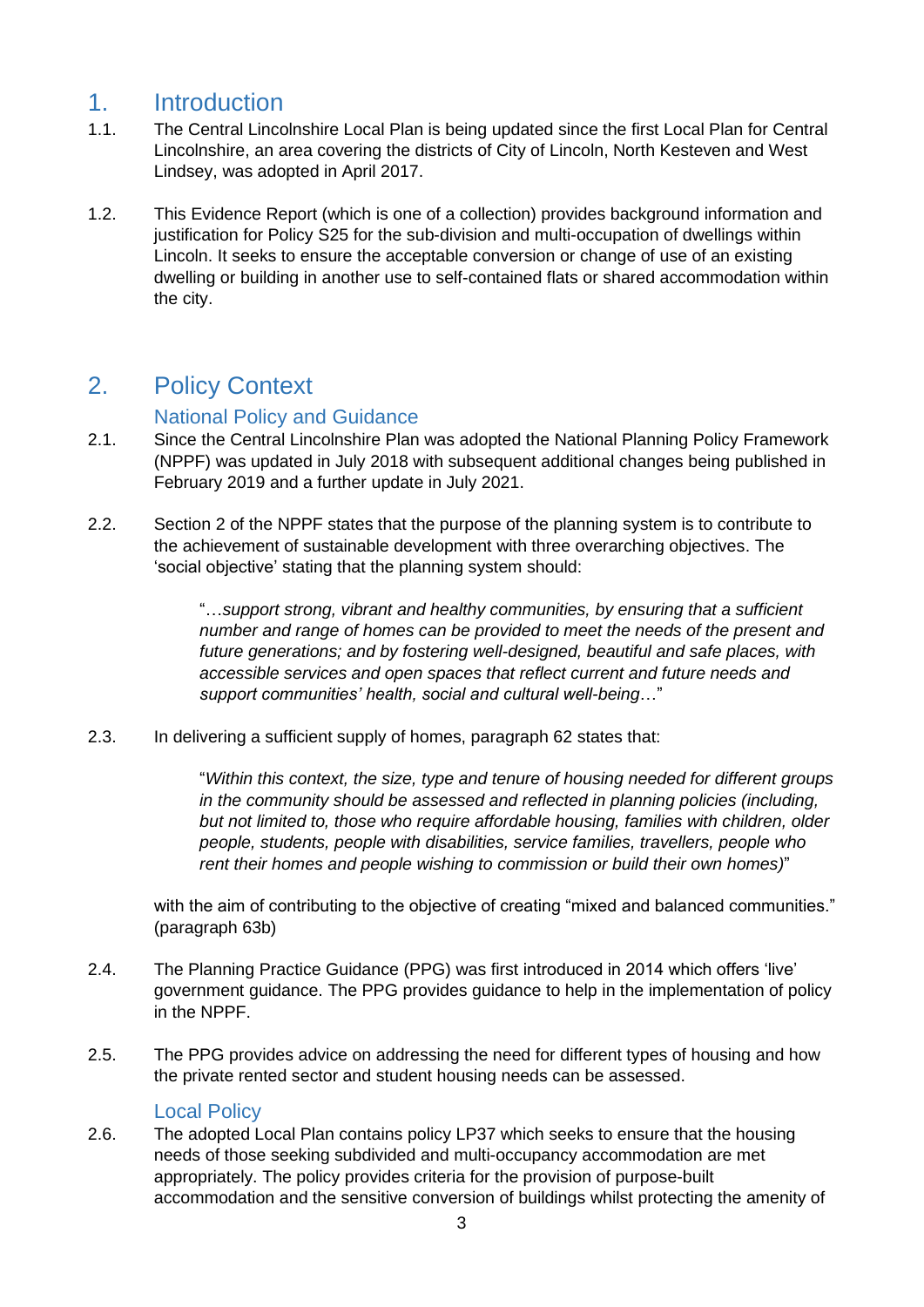# 1. Introduction

1.1. The Central Lincolnshire Local Plan is being updated since the first Local Plan for Central Lincolnshire, an area covering the districts of City of Lincoln, North Kesteven and West Lindsey, was adopted in April 2017.

1.2. This Evidence Report (which is one of a collection) provides background information and justification for Policy S25 for the sub-division and multi-occupation of dwellings within Lincoln. It seeks to ensure the acceptable conversion or change of use of an existing dwelling or building in another use to self-contained flats or shared accommodation within the city.

# 2. Policy Context

## National Policy and Guidance

2.1. Since the Central Lincolnshire Plan was adopted the National Planning Policy Framework (NPPF) was updated in July 2018 with subsequent additional changes being published in February 2019 and a further update in July 2021.

2.2. Section 2 of the NPPF states that the purpose of the planning system is to contribute to the achievement of sustainable development with three overarching objectives. The 'social objective' stating that the planning system should:

> "…*support strong, vibrant and healthy communities, by ensuring that a sufficient number and range of homes can be provided to meet the needs of the present and future generations; and by fostering well-designed, beautiful and safe places, with accessible services and open spaces that reflect current and future needs and support communities' health, social and cultural well-being*…"

2.3. In delivering a sufficient supply of homes, paragraph 62 states that:

> "*Within this context, the size, type and tenure of housing needed for different groups in the community should be assessed and reflected in planning policies (including, but not limited to, those who require affordable housing, families with children, older people, students, people with disabilities, service families, travellers, people who rent their homes and people wishing to commission or build their own homes)*"

with the aim of contributing to the objective of creating "mixed and balanced communities." (paragraph 63b)

2.4. The Planning Practice Guidance (PPG) was first introduced in 2014 which offers 'live' government guidance. The PPG provides guidance to help in the implementation of policy in the NPPF.

2.5. The PPG provides advice on addressing the need for different types of housing and how the private rented sector and student housing needs can be assessed.

## Local Policy

2.6. The adopted Local Plan contains policy LP37 which seeks to ensure that the housing needs of those seeking subdivided and multi-occupancy accommodation are met appropriately. The policy provides criteria for the provision of purpose-built accommodation and the sensitive conversion of buildings whilst protecting the amenity of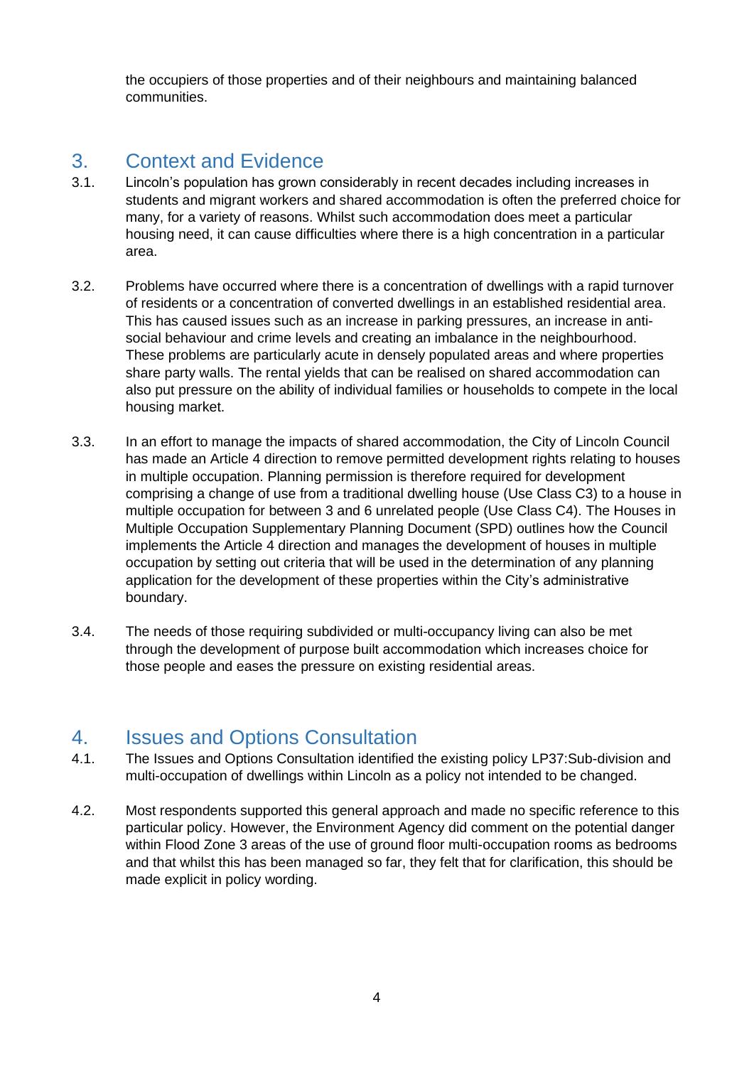the occupiers of those properties and of their neighbours and maintaining balanced communities.

## 3. Context and Evidence

3.1. Lincoln's population has grown considerably in recent decades including increases in students and migrant workers and shared accommodation is often the preferred choice for many, for a variety of reasons. Whilst such accommodation does meet a particular housing need, it can cause difficulties where there is a high concentration in a particular area.

3.2. Problems have occurred where there is a concentration of dwellings with a rapid turnover of residents or a concentration of converted dwellings in an established residential area. This has caused issues such as an increase in parking pressures, an increase in anti-social behaviour and crime levels and creating an imbalance in the neighbourhood. These problems are particularly acute in densely populated areas and where properties share party walls. The rental yields that can be realised on shared accommodation can also put pressure on the ability of individual families or households to compete in the local housing market.

3.3. In an effort to manage the impacts of shared accommodation, the City of Lincoln Council has made an Article 4 direction to remove permitted development rights relating to houses in multiple occupation. Planning permission is therefore required for development comprising a change of use from a traditional dwelling house (Use Class C3) to a house in multiple occupation for between 3 and 6 unrelated people (Use Class C4). The Houses in Multiple Occupation Supplementary Planning Document (SPD) outlines how the Council implements the Article 4 direction and manages the development of houses in multiple occupation by setting out criteria that will be used in the determination of any planning application for the development of these properties within the City's administrative boundary.

3.4. The needs of those requiring subdivided or multi-occupancy living can also be met through the development of purpose built accommodation which increases choice for those people and eases the pressure on existing residential areas.

## 4. Issues and Options Consultation

4.1. The Issues and Options Consultation identified the existing policy LP37:Sub-division and multi-occupation of dwellings within Lincoln as a policy not intended to be changed.

4.2. Most respondents supported this general approach and made no specific reference to this particular policy. However, the Environment Agency did comment on the potential danger within Flood Zone 3 areas of the use of ground floor multi-occupation rooms as bedrooms and that whilst this has been managed so far, they felt that for clarification, this should be made explicit in policy wording.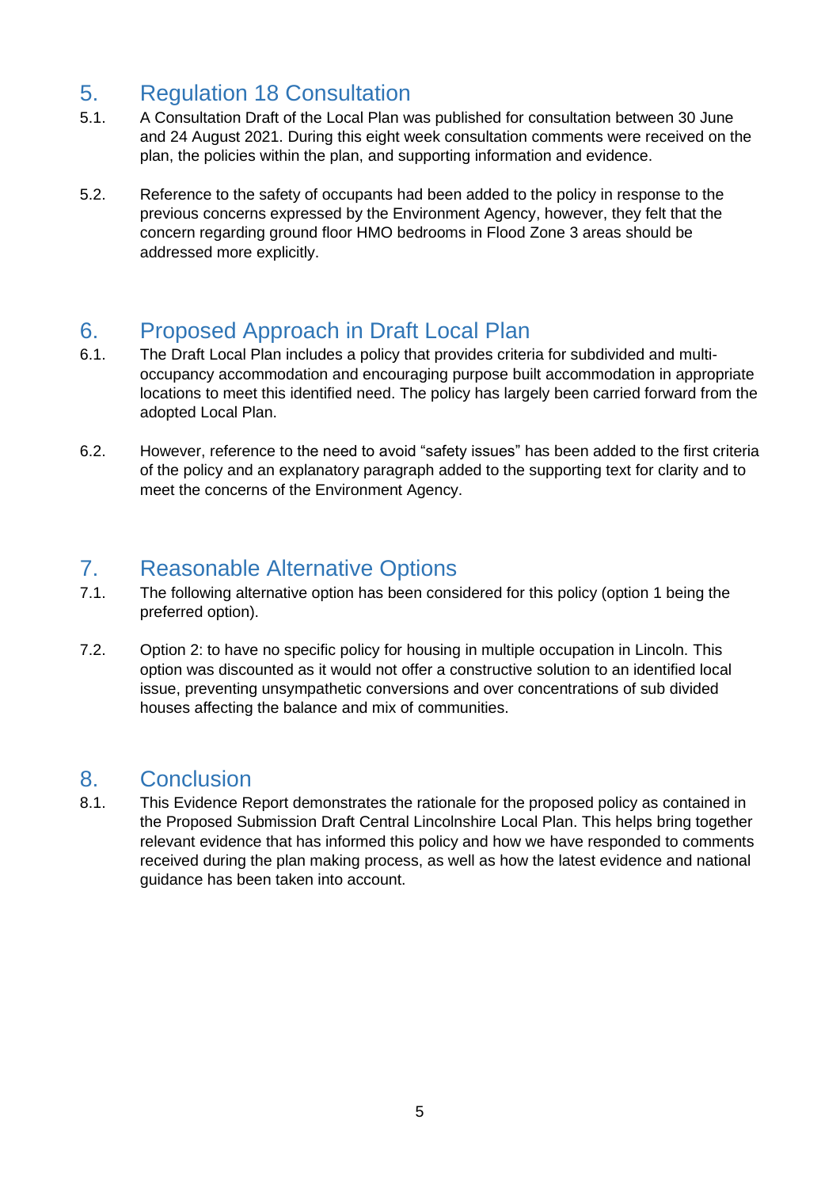## 5. Regulation 18 Consultation

5.1. A Consultation Draft of the Local Plan was published for consultation between 30 June and 24 August 2021. During this eight week consultation comments were received on the plan, the policies within the plan, and supporting information and evidence.

5.2. Reference to the safety of occupants had been added to the policy in response to the previous concerns expressed by the Environment Agency, however, they felt that the concern regarding ground floor HMO bedrooms in Flood Zone 3 areas should be addressed more explicitly.

## 6. Proposed Approach in Draft Local Plan

6.1. The Draft Local Plan includes a policy that provides criteria for subdivided and multi-occupancy accommodation and encouraging purpose built accommodation in appropriate locations to meet this identified need. The policy has largely been carried forward from the adopted Local Plan.

6.2. However, reference to the need to avoid "safety issues" has been added to the first criteria of the policy and an explanatory paragraph added to the supporting text for clarity and to meet the concerns of the Environment Agency.

## 7. Reasonable Alternative Options

7.1. The following alternative option has been considered for this policy (option 1 being the preferred option).

7.2. Option 2: to have no specific policy for housing in multiple occupation in Lincoln. This option was discounted as it would not offer a constructive solution to an identified local issue, preventing unsympathetic conversions and over concentrations of sub divided houses affecting the balance and mix of communities.

## 8. Conclusion

8.1. This Evidence Report demonstrates the rationale for the proposed policy as contained in the Proposed Submission Draft Central Lincolnshire Local Plan. This helps bring together relevant evidence that has informed this policy and how we have responded to comments received during the plan making process, as well as how the latest evidence and national guidance has been taken into account.